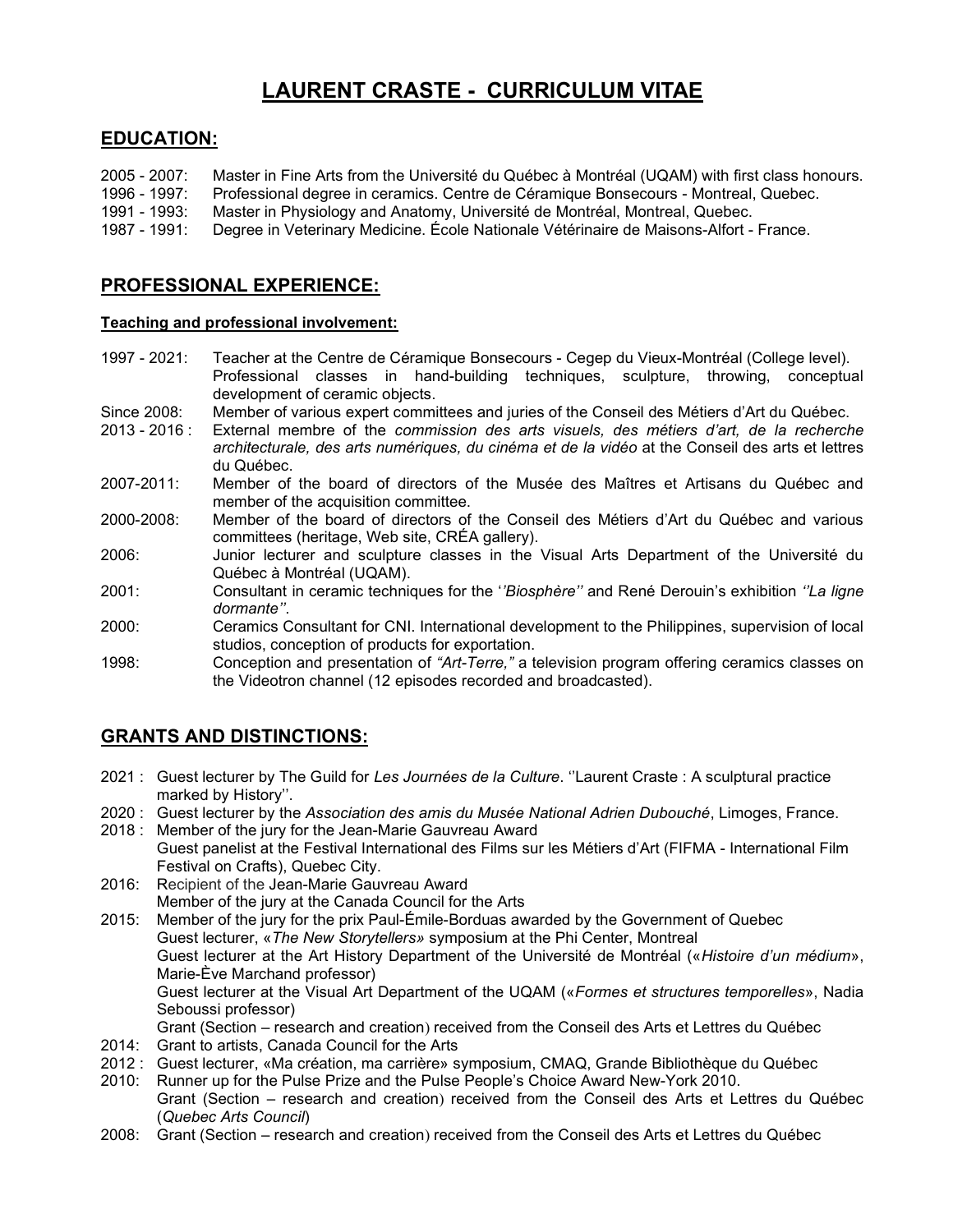# LAURENT CRASTE - CURRICULUM VITAE

## EDUCATION:

2005 - 2007: Master in Fine Arts from the Université du Québec à Montréal (UQAM) with first class honours.
1996 - 1997: Professional degree in ceramics. Centre de Céramique Bonsecours - Montreal, Quebec.
1991 - 1993: Master in Physiology and Anatomy, Université de Montréal, Montreal, Quebec.
1987 - 1991: Degree in Veterinary Medicine. École Nationale Vétérinaire de Maisons-Alfort - France.

## PROFESSIONAL EXPERIENCE:

### Teaching and professional involvement:

1997 - 2021: Teacher at the Centre de Céramique Bonsecours - Cegep du Vieux-Montréal (College level). Professional classes in hand-building techniques, sculpture, throwing, conceptual development of ceramic objects.

Since 2008: Member of various expert committees and juries of the Conseil des Métiers d'Art du Québec.

2013 - 2016 : External membre of the *commission des arts visuels, des métiers d'art, de la recherche architecturale, des arts numériques, du cinéma et de la vidéo* at the Conseil des arts et lettres du Québec.

2007-2011: Member of the board of directors of the Musée des Maîtres et Artisans du Québec and member of the acquisition committee.

2000-2008: Member of the board of directors of the Conseil des Métiers d'Art du Québec and various committees (heritage, Web site, CRÉA gallery).

2006: Junior lecturer and sculpture classes in the Visual Arts Department of the Université du Québec à Montréal (UQAM).

2001: Consultant in ceramic techniques for the '*'Biosphère''* and René Derouin's exhibition *''La ligne dormante''*.

2000: Ceramics Consultant for CNI. International development to the Philippines, supervision of local studios, conception of products for exportation.

1998: Conception and presentation of *"Art-Terre,"* a television program offering ceramics classes on the Videotron channel (12 episodes recorded and broadcasted).

## GRANTS AND DISTINCTIONS:

2021 : Guest lecturer by The Guild for *Les Journées de la Culture*. ''Laurent Craste : A sculptural practice marked by History''.

2020 : Guest lecturer by the *Association des amis du Musée National Adrien Dubouché*, Limoges, France.

2018 : Member of the jury for the Jean-Marie Gauvreau Award
Guest panelist at the Festival International des Films sur les Métiers d'Art (FIFMA - International Film Festival on Crafts), Quebec City.

2016: Recipient of the Jean-Marie Gauvreau Award
Member of the jury at the Canada Council for the Arts

2015: Member of the jury for the prix Paul-Émile-Borduas awarded by the Government of Quebec
Guest lecturer, «*The New Storytellers»* symposium at the Phi Center, Montreal
Guest lecturer at the Art History Department of the Université de Montréal («*Histoire d'un médium*», Marie-Ève Marchand professor)
Guest lecturer at the Visual Art Department of the UQAM («*Formes et structures temporelles*», Nadia Seboussi professor)
Grant (Section – research and creation) received from the Conseil des Arts et Lettres du Québec

2014: Grant to artists, Canada Council for the Arts

2012 : Guest lecturer, «Ma création, ma carrière» symposium, CMAQ, Grande Bibliothèque du Québec

2010: Runner up for the Pulse Prize and the Pulse People's Choice Award New-York 2010.
Grant (Section – research and creation) received from the Conseil des Arts et Lettres du Québec (*Quebec Arts Council*)

2008: Grant (Section – research and creation) received from the Conseil des Arts et Lettres du Québec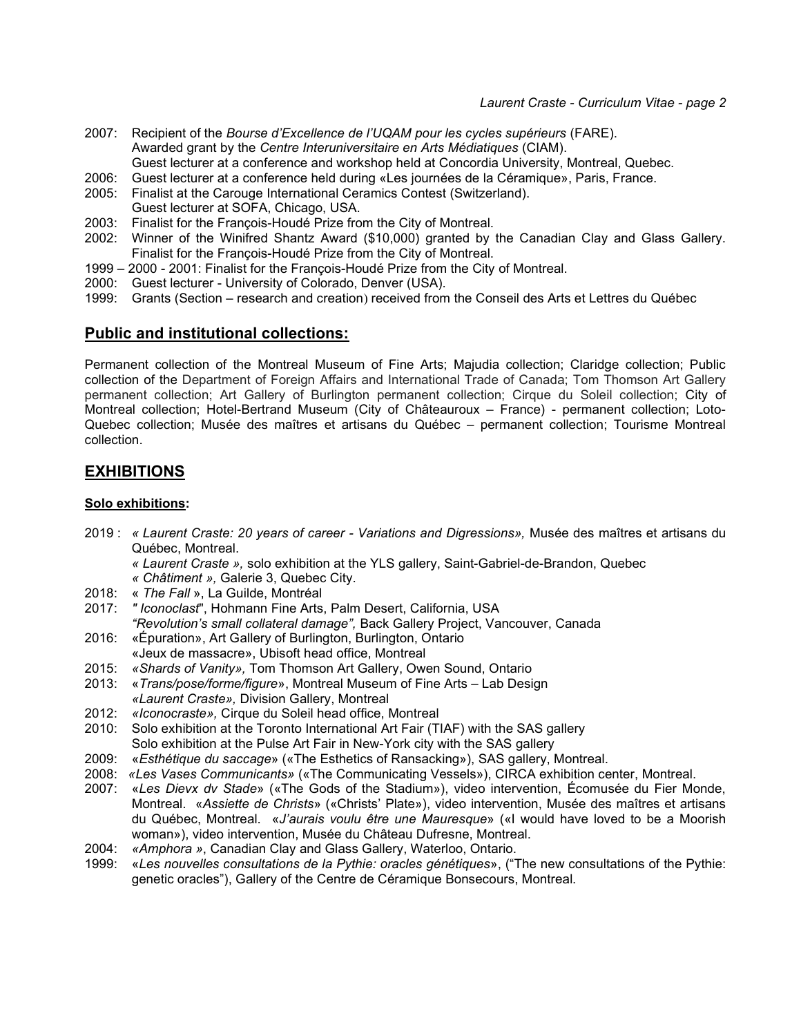2007: Recipient of the *Bourse d'Excellence de l'UQAM pour les cycles supérieurs* (FARE).
Awarded grant by the *Centre Interuniversitaire en Arts Médiatiques* (CIAM).
Guest lecturer at a conference and workshop held at Concordia University, Montreal, Quebec.

2006: Guest lecturer at a conference held during «Les journées de la Céramique», Paris, France.

2005: Finalist at the Carouge International Ceramics Contest (Switzerland).
Guest lecturer at SOFA, Chicago, USA.

2003: Finalist for the François-Houdé Prize from the City of Montreal.

2002: Winner of the Winifred Shantz Award ($10,000) granted by the Canadian Clay and Glass Gallery.
Finalist for the François-Houdé Prize from the City of Montreal.

1999 – 2000 - 2001: Finalist for the François-Houdé Prize from the City of Montreal.

2000: Guest lecturer - University of Colorado, Denver (USA).

1999: Grants (Section – research and creation) received from the Conseil des Arts et Lettres du Québec

## **Public and institutional collections:**

Permanent collection of the Montreal Museum of Fine Arts; Majudia collection; Claridge collection; Public collection of the Department of Foreign Affairs and International Trade of Canada; Tom Thomson Art Gallery permanent collection; Art Gallery of Burlington permanent collection; Cirque du Soleil collection; City of Montreal collection; Hotel-Bertrand Museum (City of Châteauroux – France) - permanent collection; Loto-Quebec collection; Musée des maîtres et artisans du Québec – permanent collection; Tourisme Montreal collection.

## **EXHIBITIONS**

### **Solo exhibitions:**

2019 : *« Laurent Craste: 20 years of career - Variations and Digressions»,* Musée des maîtres et artisans du Québec, Montreal.
*« Laurent Craste »,* solo exhibition at the YLS gallery, Saint-Gabriel-de-Brandon, Quebec
*« Châtiment »,* Galerie 3, Quebec City.

2018: « *The Fall* », La Guilde, Montréal

2017: *" Iconoclast*", Hohmann Fine Arts, Palm Desert, California, USA
*"Revolution's small collateral damage",* Back Gallery Project, Vancouver, Canada

2016: «Épuration», Art Gallery of Burlington, Burlington, Ontario
«Jeux de massacre», Ubisoft head office, Montreal

2015: *«Shards of Vanity»,* Tom Thomson Art Gallery, Owen Sound, Ontario

2013: «*Trans/pose/forme/figure*», Montreal Museum of Fine Arts – Lab Design
*«Laurent Craste»,* Division Gallery, Montreal

2012: *«Iconocraste»,* Cirque du Soleil head office, Montreal

2010: Solo exhibition at the Toronto International Art Fair (TIAF) with the SAS gallery
Solo exhibition at the Pulse Art Fair in New-York city with the SAS gallery

2009: «*Esthétique du saccage*» («The Esthetics of Ransacking»), SAS gallery, Montreal.

2008: *«Les Vases Communicants»* («The Communicating Vessels»), CIRCA exhibition center, Montreal.

2007: «*Les Dievx dv Stade*» («The Gods of the Stadium»), video intervention, Écomusée du Fier Monde, Montreal. «*Assiette de Christs*» («Christs' Plate»), video intervention, Musée des maîtres et artisans du Québec, Montreal. «*J'aurais voulu être une Mauresque*» («I would have loved to be a Moorish woman»), video intervention, Musée du Château Dufresne, Montreal.

2004: *«Amphora »*, Canadian Clay and Glass Gallery, Waterloo, Ontario.

1999: «*Les nouvelles consultations de la Pythie: oracles génétiques*», ("The new consultations of the Pythie: genetic oracles"), Gallery of the Centre de Céramique Bonsecours, Montreal.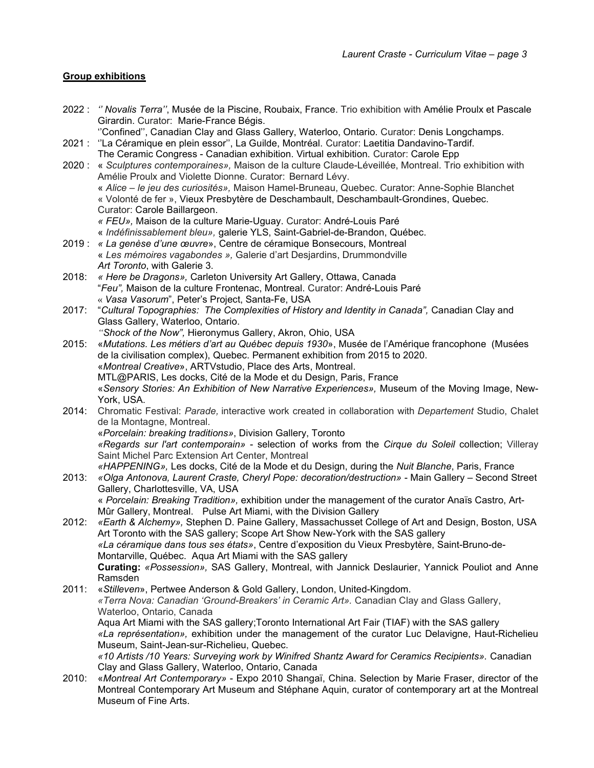## **Group exhibitions**

2022 : *'' Novalis Terra''*, Musée de la Piscine, Roubaix, France. Trio exhibition with Amélie Proulx et Pascale Girardin. Curator: Marie-France Bégis.
''Confined'', Canadian Clay and Glass Gallery, Waterloo, Ontario. Curator: Denis Longchamps.

2021 : ''La Céramique en plein essor'', La Guilde, Montréal. Curator: Laetitia Dandavino-Tardif.
The Ceramic Congress - Canadian exhibition. Virtual exhibition. Curator: Carole Epp

2020 : « *Sculptures contemporaines»,* Maison de la culture Claude-Léveillée, Montreal. Trio exhibition with Amélie Proulx and Violette Dionne. Curator: Bernard Lévy.
« *Alice – le jeu des curiosités»,* Maison Hamel-Bruneau, Quebec. Curator: Anne-Sophie Blanchet
« Volonté de fer », Vieux Presbytère de Deschambault, Deschambault-Grondines, Quebec. Curator: Carole Baillargeon.
*« FEU»,* Maison de la culture Marie-Uguay. Curator: André-Louis Paré
« *Indéfinissablement bleu»,* galerie YLS, Saint-Gabriel-de-Brandon, Québec.

2019 : *« La genèse d'une œuvre*», Centre de céramique Bonsecours, Montreal
« *Les mémoires vagabondes »,* Galerie d'art Desjardins, Drummondville
*Art Toronto*, with Galerie 3.

2018: *« Here be Dragons»,* Carleton University Art Gallery, Ottawa, Canada
"*Feu",* Maison de la culture Frontenac, Montreal. Curator: André-Louis Paré
« *Vasa Vasorum*", Peter's Project, Santa-Fe, USA

2017: "*Cultural Topographies: The Complexities of History and Identity in Canada",* Canadian Clay and Glass Gallery, Waterloo, Ontario.
*''Shock of the Now",* Hieronymus Gallery, Akron, Ohio, USA

2015: «*Mutations. Les métiers d'art au Québec depuis 1930*», Musée de l'Amérique francophone (Musées de la civilisation complex), Quebec. Permanent exhibition from 2015 to 2020.
«*Montreal Creative*», ARTVstudio, Place des Arts, Montreal.
MTL@PARIS, Les docks, Cité de la Mode et du Design, Paris, France
«*Sensory Stories: An Exhibition of New Narrative Experiences»,* Museum of the Moving Image, New-York, USA.

2014: Chromatic Festival: *Parade,* interactive work created in collaboration with *Departement* Studio, Chalet de la Montagne, Montreal.
«*Porcelain: breaking traditions»*, Division Gallery, Toronto
*«Regards sur l'art contemporain»* - selection of works from the *Cirque du Soleil* collection; Villeray Saint Michel Parc Extension Art Center, Montreal
*«HAPPENING»,* Les docks, Cité de la Mode et du Design, during the *Nuit Blanche*, Paris, France

2013: *«Olga Antonova, Laurent Craste, Cheryl Pope: decoration/destruction»* - Main Gallery – Second Street Gallery, Charlottesville, VA, USA
« *Porcelain: Breaking Tradition»,* exhibition under the management of the curator Anaïs Castro, Art-Mûr Gallery, Montreal. Pulse Art Miami, with the Division Gallery

2012: *«Earth & Alchemy»,* Stephen D. Paine Gallery, Massachusset College of Art and Design, Boston, USA
Art Toronto with the SAS gallery; Scope Art Show New-York with the SAS gallery
*«La céramique dans tous ses états»*, Centre d'exposition du Vieux Presbytère, Saint-Bruno-de-Montarville, Québec. Aqua Art Miami with the SAS gallery
**Curating:** *«Possession»,* SAS Gallery, Montreal, with Jannick Deslaurier, Yannick Pouliot and Anne Ramsden

2011: «*Stilleven*», Pertwee Anderson & Gold Gallery, London, United-Kingdom.
*«Terra Nova: Canadian 'Ground-Breakers' in Ceramic Art».* Canadian Clay and Glass Gallery, Waterloo, Ontario, Canada
Aqua Art Miami with the SAS gallery;Toronto International Art Fair (TIAF) with the SAS gallery
*«La représentation»,* exhibition under the management of the curator Luc Delavigne, Haut-Richelieu Museum, Saint-Jean-sur-Richelieu, Quebec.
*«10 Artists /10 Years: Surveying work by Winifred Shantz Award for Ceramics Recipients».* Canadian Clay and Glass Gallery, Waterloo, Ontario, Canada

2010: «*Montreal Art Contemporary»* - Expo 2010 Shangaï, China. Selection by Marie Fraser, director of the Montreal Contemporary Art Museum and Stéphane Aquin, curator of contemporary art at the Montreal Museum of Fine Arts.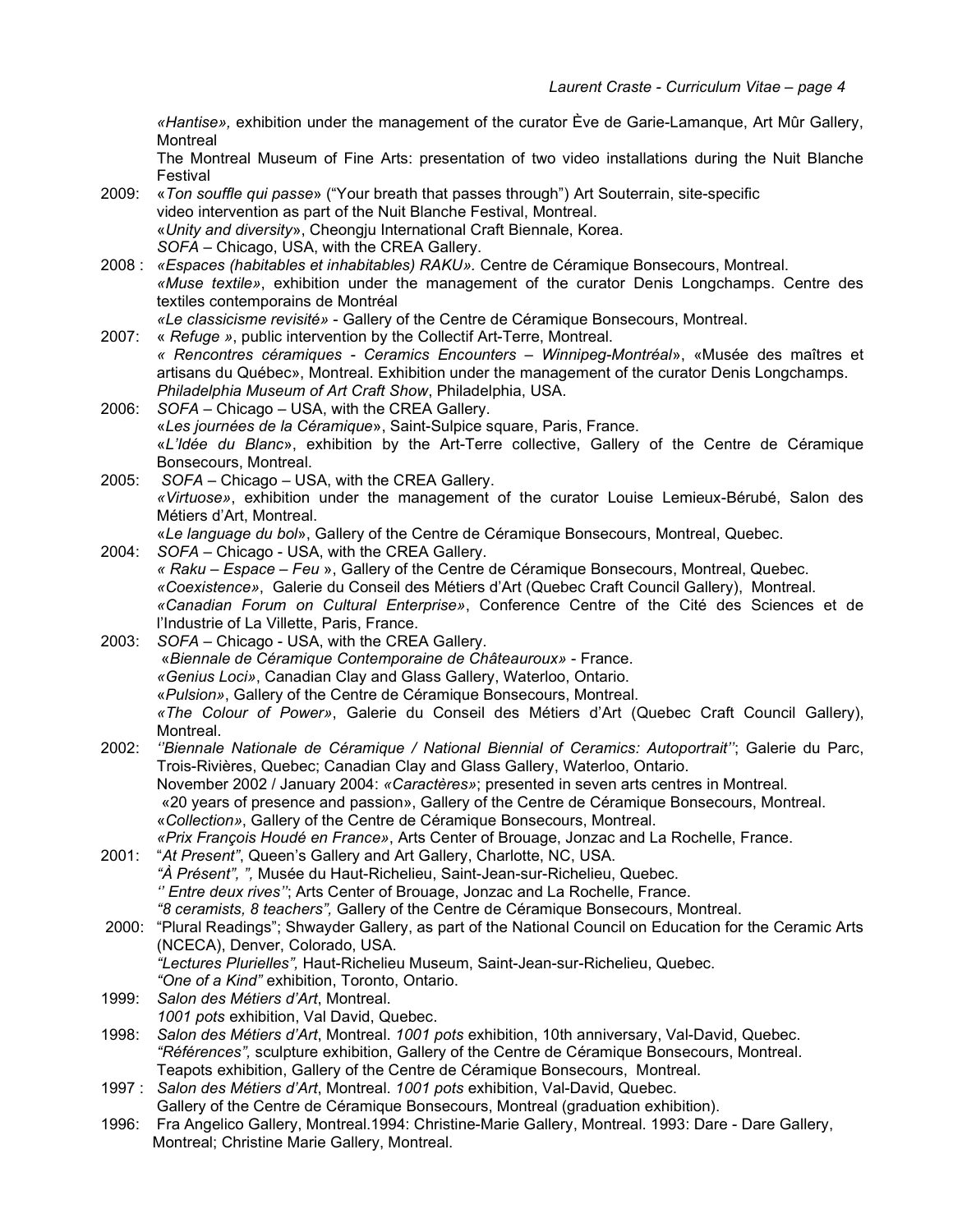*«Hantise»,* exhibition under the management of the curator Ève de Garie-Lamanque, Art Mûr Gallery, Montreal

The Montreal Museum of Fine Arts: presentation of two video installations during the Nuit Blanche Festival

2009: «*Ton souffle qui passe*» ("Your breath that passes through") Art Souterrain, site-specific video intervention as part of the Nuit Blanche Festival, Montreal.
«*Unity and diversity*», Cheongju International Craft Biennale, Korea.
*SOFA* – Chicago, USA, with the CREA Gallery.

2008 : *«Espaces (habitables et inhabitables) RAKU».* Centre de Céramique Bonsecours, Montreal.
*«Muse textile»*, exhibition under the management of the curator Denis Longchamps. Centre des textiles contemporains de Montréal
*«Le classicisme revisité»* - Gallery of the Centre de Céramique Bonsecours, Montreal.

2007: « *Refuge* », public intervention by the Collectif Art-Terre, Montreal.
*« Rencontres céramiques - Ceramics Encounters – Winnipeg-Montréal*», «Musée des maîtres et artisans du Québec», Montreal. Exhibition under the management of the curator Denis Longchamps.
*Philadelphia Museum of Art Craft Show*, Philadelphia, USA.

2006: *SOFA* – Chicago – USA, with the CREA Gallery.
«*Les journées de la Céramique*», Saint-Sulpice square, Paris, France.
«*L'Idée du Blanc*», exhibition by the Art-Terre collective, Gallery of the Centre de Céramique Bonsecours, Montreal.

2005: *SOFA* – Chicago – USA, with the CREA Gallery.
*«Virtuose»*, exhibition under the management of the curator Louise Lemieux-Bérubé, Salon des Métiers d'Art, Montreal.
«*Le language du bol*», Gallery of the Centre de Céramique Bonsecours, Montreal, Quebec.

2004: *SOFA* – Chicago - USA, with the CREA Gallery.
*« Raku – Espace – Feu »*, Gallery of the Centre de Céramique Bonsecours, Montreal, Quebec.
*«Coexistence»*, Galerie du Conseil des Métiers d'Art (Quebec Craft Council Gallery), Montreal.
*«Canadian Forum on Cultural Enterprise»*, Conference Centre of the Cité des Sciences et de l'Industrie of La Villette, Paris, France.

2003: *SOFA* – Chicago - USA, with the CREA Gallery.
«*Biennale de Céramique Contemporaine de Châteauroux*» - France.
*«Genius Loci»*, Canadian Clay and Glass Gallery, Waterloo, Ontario.
«*Pulsion*», Gallery of the Centre de Céramique Bonsecours, Montreal.
*«The Colour of Power»*, Galerie du Conseil des Métiers d'Art (Quebec Craft Council Gallery), Montreal.

2002: *''Biennale Nationale de Céramique / National Biennial of Ceramics: Autoportrait''*; Galerie du Parc, Trois-Rivières, Quebec; Canadian Clay and Glass Gallery, Waterloo, Ontario.
November 2002 / January 2004: *«Caractères»*; presented in seven arts centres in Montreal.
«20 years of presence and passion», Gallery of the Centre de Céramique Bonsecours, Montreal.
«*Collection»*, Gallery of the Centre de Céramique Bonsecours, Montreal.
*«Prix François Houdé en France»*, Arts Center of Brouage, Jonzac and La Rochelle, France.

2001: "*At Present"*, Queen's Gallery and Art Gallery, Charlotte, NC, USA.
*"À Présent", ",* Musée du Haut-Richelieu, Saint-Jean-sur-Richelieu, Quebec.
*'' Entre deux rives''*; Arts Center of Brouage, Jonzac and La Rochelle, France.
*"8 ceramists, 8 teachers",* Gallery of the Centre de Céramique Bonsecours, Montreal.

2000: "Plural Readings"; Shwayder Gallery, as part of the National Council on Education for the Ceramic Arts (NCECA), Denver, Colorado, USA.
*"Lectures Plurielles",* Haut-Richelieu Museum, Saint-Jean-sur-Richelieu, Quebec.
*"One of a Kind"* exhibition, Toronto, Ontario.

1999: *Salon des Métiers d'Art*, Montreal.
*1001 pots* exhibition, Val David, Quebec.

1998: *Salon des Métiers d'Art*, Montreal. *1001 pots* exhibition, 10th anniversary, Val-David, Quebec.
*"Références",* sculpture exhibition, Gallery of the Centre de Céramique Bonsecours, Montreal.
Teapots exhibition, Gallery of the Centre de Céramique Bonsecours, Montreal.

1997 : *Salon des Métiers d'Art*, Montreal. *1001 pots* exhibition, Val-David, Quebec.
Gallery of the Centre de Céramique Bonsecours, Montreal (graduation exhibition).

1996: Fra Angelico Gallery, Montreal.1994: Christine-Marie Gallery, Montreal. 1993: Dare - Dare Gallery, Montreal; Christine Marie Gallery, Montreal.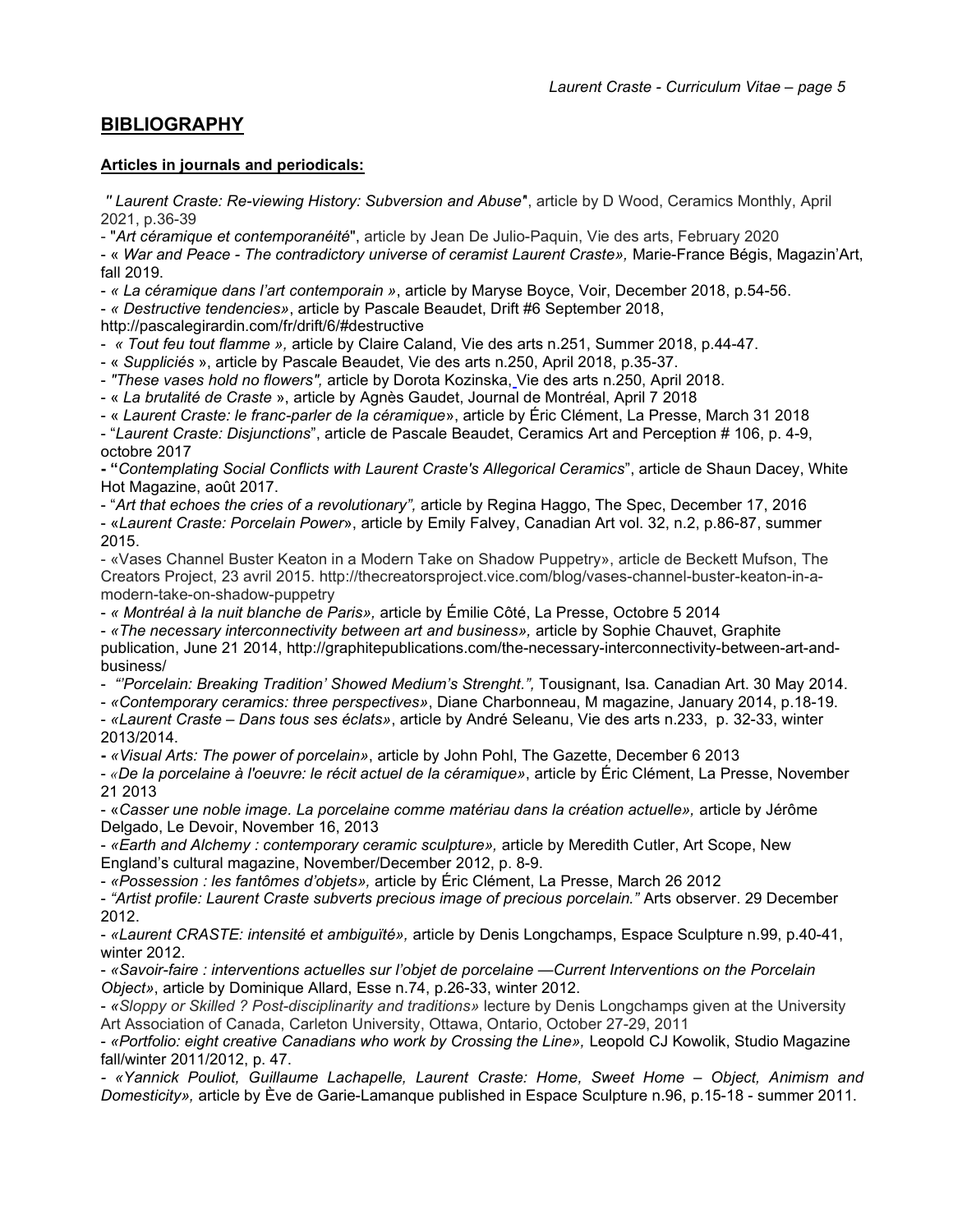## BIBLIOGRAPHY

### Articles in journals and periodicals:

*" Laurent Craste: Re-viewing History: Subversion and Abuse*", article by D Wood, Ceramics Monthly, April 2021, p.36-39

- "*Art céramique et contemporanéité*", article by Jean De Julio-Paquin, Vie des arts, February 2020
- « *War and Peace - The contradictory universe of ceramist Laurent Craste»,* Marie-France Bégis, Magazin'Art, fall 2019.
- *« La céramique dans l'art contemporain »*, article by Maryse Boyce, Voir, December 2018, p.54-56.
- *« Destructive tendencies»*, article by Pascale Beaudet, Drift #6 September 2018, http://pascalegirardin.com/fr/drift/6/#destructive
- *« Tout feu tout flamme »,* article by Claire Caland, Vie des arts n.251, Summer 2018, p.44-47.
- « *Suppliciés* », article by Pascale Beaudet, Vie des arts n.250, April 2018, p.35-37.
- *"These vases hold no flowers",* article by Dorota Kozinska, Vie des arts n.250, April 2018.
- « *La brutalité de Craste* », article by Agnès Gaudet, Journal de Montréal, April 7 2018
- « *Laurent Craste: le franc-parler de la céramique*», article by Éric Clément, La Presse, March 31 2018
- "*Laurent Craste: Disjunctions*", article de Pascale Beaudet, Ceramics Art and Perception # 106, p. 4-9, octobre 2017
- **"***Contemplating Social Conflicts with Laurent Craste's Allegorical Ceramics*", article de Shaun Dacey, White Hot Magazine, août 2017.
- "*Art that echoes the cries of a revolutionary",* article by Regina Haggo, The Spec, December 17, 2016
- «*Laurent Craste: Porcelain Power*», article by Emily Falvey, Canadian Art vol. 32, n.2, p.86-87, summer 2015.
- «Vases Channel Buster Keaton in a Modern Take on Shadow Puppetry», article de Beckett Mufson, The Creators Project, 23 avril 2015. http://thecreatorsproject.vice.com/blog/vases-channel-buster-keaton-in-a-modern-take-on-shadow-puppetry
- *« Montréal à la nuit blanche de Paris»,* article by Émilie Côté, La Presse, Octobre 5 2014
- *«The necessary interconnectivity between art and business»,* article by Sophie Chauvet, Graphite publication, June 21 2014, http://graphitepublications.com/the-necessary-interconnectivity-between-art-and-business/
- *"'Porcelain: Breaking Tradition' Showed Medium's Strenght.",* Tousignant, Isa. Canadian Art. 30 May 2014.
- *«Contemporary ceramics: three perspectives»*, Diane Charbonneau, M magazine, January 2014, p.18-19.
- *«Laurent Craste – Dans tous ses éclats»*, article by André Seleanu, Vie des arts n.233, p. 32-33, winter 2013/2014.
- *«Visual Arts: The power of porcelain»*, article by John Pohl, The Gazette, December 6 2013
- *«De la porcelaine à l'oeuvre: le récit actuel de la céramique»*, article by Éric Clément, La Presse, November 21 2013
- «*Casser une noble image. La porcelaine comme matériau dans la création actuelle»,* article by Jérôme Delgado, Le Devoir, November 16, 2013
- *«Earth and Alchemy : contemporary ceramic sculpture»,* article by Meredith Cutler, Art Scope, New England's cultural magazine, November/December 2012, p. 8-9.
- *«Possession : les fantômes d'objets»,* article by Éric Clément, La Presse, March 26 2012
- *"Artist profile: Laurent Craste subverts precious image of precious porcelain."* Arts observer. 29 December 2012.
- *«Laurent CRASTE: intensité et ambiguïté»,* article by Denis Longchamps, Espace Sculpture n.99, p.40-41, winter 2012.
- *«Savoir-faire : interventions actuelles sur l'objet de porcelaine —Current Interventions on the Porcelain Object»*, article by Dominique Allard, Esse n.74, p.26-33, winter 2012.
- *«Sloppy or Skilled ? Post-disciplinarity and traditions»* lecture by Denis Longchamps given at the University Art Association of Canada, Carleton University, Ottawa, Ontario, October 27-29, 2011
- *«Portfolio: eight creative Canadians who work by Crossing the Line»,* Leopold CJ Kowolik, Studio Magazine fall/winter 2011/2012, p. 47.
- *«Yannick Pouliot, Guillaume Lachapelle, Laurent Craste: Home, Sweet Home – Object, Animism and Domesticity»,* article by Ève de Garie-Lamanque published in Espace Sculpture n.96, p.15-18 - summer 2011.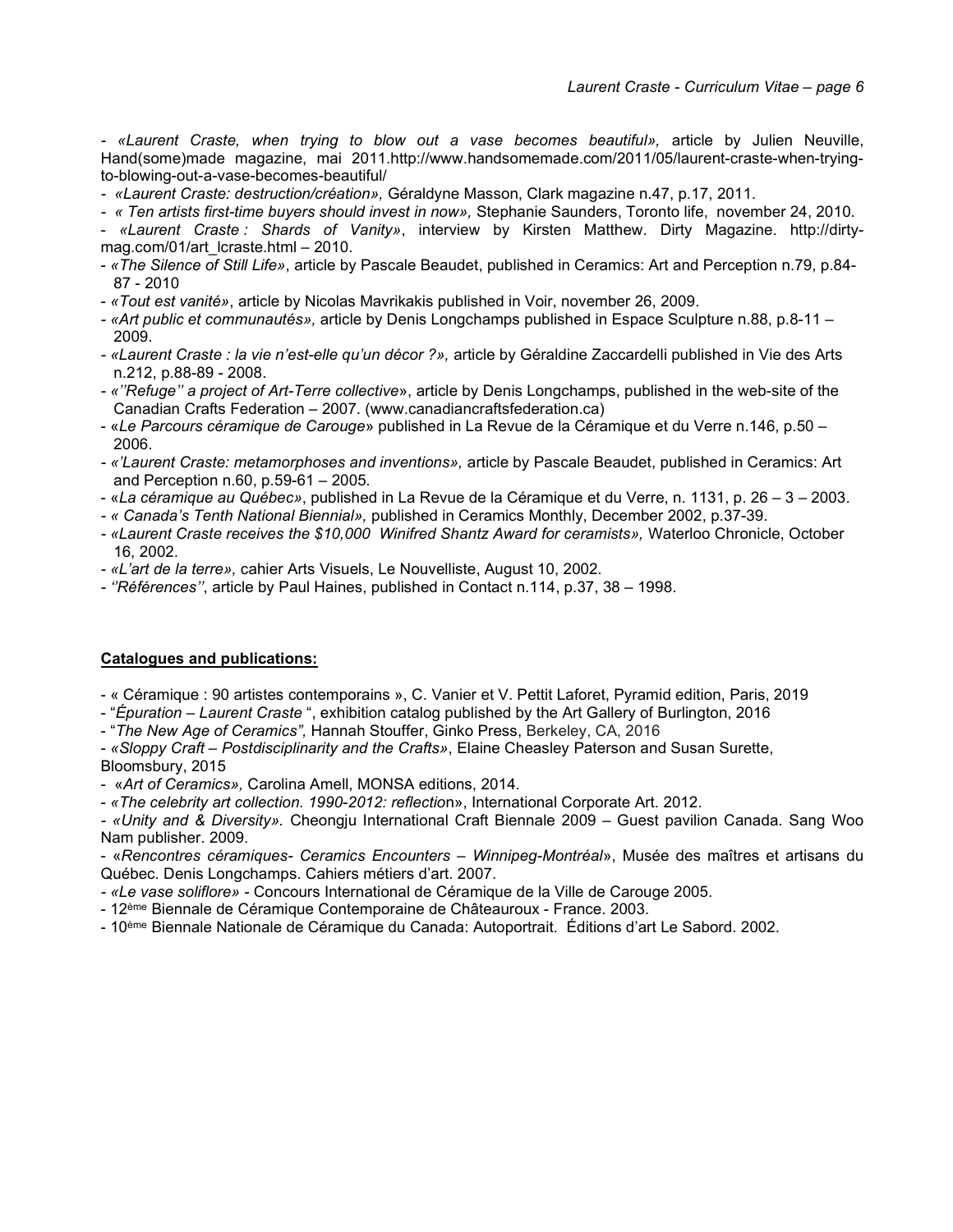- *«Laurent Craste, when trying to blow out a vase becomes beautiful»,* article by Julien Neuville, Hand(some)made magazine, mai 2011.http://www.handsomemade.com/2011/05/laurent-craste-when-trying-to-blowing-out-a-vase-becomes-beautiful/
- *«Laurent Craste: destruction/création»,* Géraldyne Masson, Clark magazine n.47, p.17, 2011.
- *« Ten artists first-time buyers should invest in now»,* Stephanie Saunders, Toronto life, november 24, 2010.
- *«Laurent Craste : Shards of Vanity»*, interview by Kirsten Matthew. Dirty Magazine. http://dirty-mag.com/01/art_lcraste.html – 2010.
- *«The Silence of Still Life»*, article by Pascale Beaudet, published in Ceramics: Art and Perception n.79, p.84-87 - 2010
- *«Tout est vanité»*, article by Nicolas Mavrikakis published in Voir, november 26, 2009.
- *«Art public et communautés»,* article by Denis Longchamps published in Espace Sculpture n.88, p.8-11 – 2009.
- *«Laurent Craste : la vie n'est-elle qu'un décor ?»,* article by Géraldine Zaccardelli published in Vie des Arts n.212, p.88-89 - 2008.
- *«''Refuge'' a project of Art-Terre collective»*, article by Denis Longchamps, published in the web-site of the Canadian Crafts Federation – 2007. (www.canadiancraftsfederation.ca)
- «*Le Parcours céramique de Carouge*» published in La Revue de la Céramique et du Verre n.146, p.50 – 2006.
- *«'Laurent Craste: metamorphoses and inventions»,* article by Pascale Beaudet, published in Ceramics: Art and Perception n.60, p.59-61 – 2005.
- «*La céramique au Québec*», published in La Revue de la Céramique et du Verre, n. 1131, p. 26 – 3 – 2003.
- *« Canada's Tenth National Biennial»,* published in Ceramics Monthly, December 2002, p.37-39.
- *«Laurent Craste receives the $10,000 Winifred Shantz Award for ceramists»,* Waterloo Chronicle, October 16, 2002.
- *«L'art de la terre»,* cahier Arts Visuels, Le Nouvelliste, August 10, 2002.
- *''Références''*, article by Paul Haines, published in Contact n.114, p.37, 38 – 1998.

**Catalogues and publications:**

- « Céramique : 90 artistes contemporains », C. Vanier et V. Pettit Laforet, Pyramid edition, Paris, 2019
- "*Épuration – Laurent Craste* ", exhibition catalog published by the Art Gallery of Burlington, 2016
- "*The New Age of Ceramics",* Hannah Stouffer, Ginko Press, Berkeley, CA, 2016
- *«Sloppy Craft – Postdisciplinarity and the Crafts»*, Elaine Cheasley Paterson and Susan Surette, Bloomsbury, 2015
- «*Art of Ceramics»,* Carolina Amell, MONSA editions, 2014.
- *«The celebrity art collection. 1990-2012: reflection*», International Corporate Art. 2012.
- *«Unity and & Diversity».* Cheongju International Craft Biennale 2009 – Guest pavilion Canada. Sang Woo Nam publisher. 2009.
- «*Rencontres céramiques- Ceramics Encounters – Winnipeg-Montréal*», Musée des maîtres et artisans du Québec. Denis Longchamps. Cahiers métiers d'art. 2007.
- *«Le vase soliflore»* - Concours International de Céramique de la Ville de Carouge 2005.
- 12ème Biennale de Céramique Contemporaine de Châteauroux - France. 2003.
- 10ème Biennale Nationale de Céramique du Canada: Autoportrait. Éditions d'art Le Sabord. 2002.